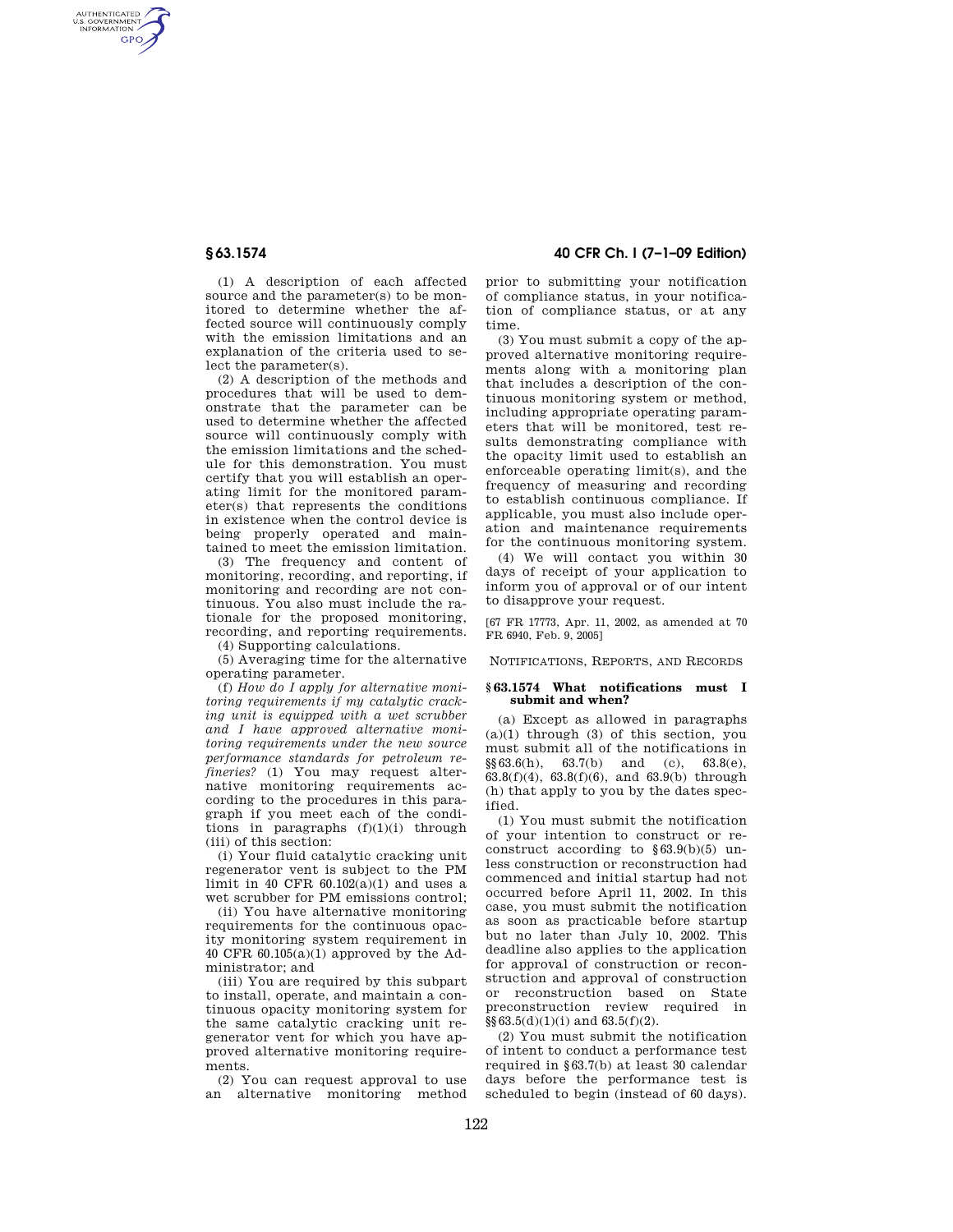(1) A description of each affected source and the parameter(s) to be monitored to determine whether the affected source will continuously comply with the emission limitations and an explanation of the criteria used to select the parameter(s).

(2) A description of the methods and procedures that will be used to demonstrate that the parameter can be used to determine whether the affected source will continuously comply with the emission limitations and the schedule for this demonstration. You must certify that you will establish an operating limit for the monitored parameter(s) that represents the conditions in existence when the control device is being properly operated and maintained to meet the emission limitation.

(3) The frequency and content of monitoring, recording, and reporting, if monitoring and recording are not continuous. You also must include the rationale for the proposed monitoring, recording, and reporting requirements.

(4) Supporting calculations.

(5) Averaging time for the alternative operating parameter.

(f) *How do I apply for alternative monitoring requirements if my catalytic cracking unit is equipped with a wet scrubber and I have approved alternative monitoring requirements under the new source performance standards for petroleum refineries?* (1) You may request alternative monitoring requirements according to the procedures in this paragraph if you meet each of the conditions in paragraphs (f)(1)(i) through (iii) of this section:

(i) Your fluid catalytic cracking unit regenerator vent is subject to the PM limit in 40 CFR 60.102(a)(1) and uses a wet scrubber for PM emissions control;

(ii) You have alternative monitoring requirements for the continuous opacity monitoring system requirement in 40 CFR 60.105(a)(1) approved by the Administrator; and

(iii) You are required by this subpart to install, operate, and maintain a continuous opacity monitoring system for the same catalytic cracking unit regenerator vent for which you have approved alternative monitoring requirements.

(2) You can request approval to use an alternative monitoring method prior to submitting your notification of compliance status, in your notification of compliance status, or at any time.

(3) You must submit a copy of the approved alternative monitoring requirements along with a monitoring plan that includes a description of the continuous monitoring system or method, including appropriate operating parameters that will be monitored, test results demonstrating compliance with the opacity limit used to establish an enforceable operating limit(s), and the frequency of measuring and recording to establish continuous compliance. If applicable, you must also include operation and maintenance requirements for the continuous monitoring system.

(4) We will contact you within 30 days of receipt of your application to inform you of approval or of our intent to disapprove your request.

[67 FR 17773, Apr. 11, 2002, as amended at 70 FR 6940, Feb. 9, 2005]

NOTIFICATIONS, REPORTS, AND RECORDS

## § 63.1574 What notifications must I submit and when?

(a) Except as allowed in paragraphs (a)(1) through (3) of this section, you must submit all of the notifications in §§ 63.6(h), 63.7(b) and (c), 63.8(e), 63.8(f)(4), 63.8(f)(6), and 63.9(b) through (h) that apply to you by the dates specified.

(1) You must submit the notification of your intention to construct or reconstruct according to § 63.9(b)(5) unless construction or reconstruction had commenced and initial startup had not occurred before April 11, 2002. In this case, you must submit the notification as soon as practicable before startup but no later than July 10, 2002. This deadline also applies to the application for approval of construction or reconstruction and approval of construction or reconstruction based on State preconstruction review required in §§ 63.5(d)(1)(i) and 63.5(f)(2).

(2) You must submit the notification of intent to conduct a performance test required in § 63.7(b) at least 30 calendar days before the performance test is scheduled to begin (instead of 60 days).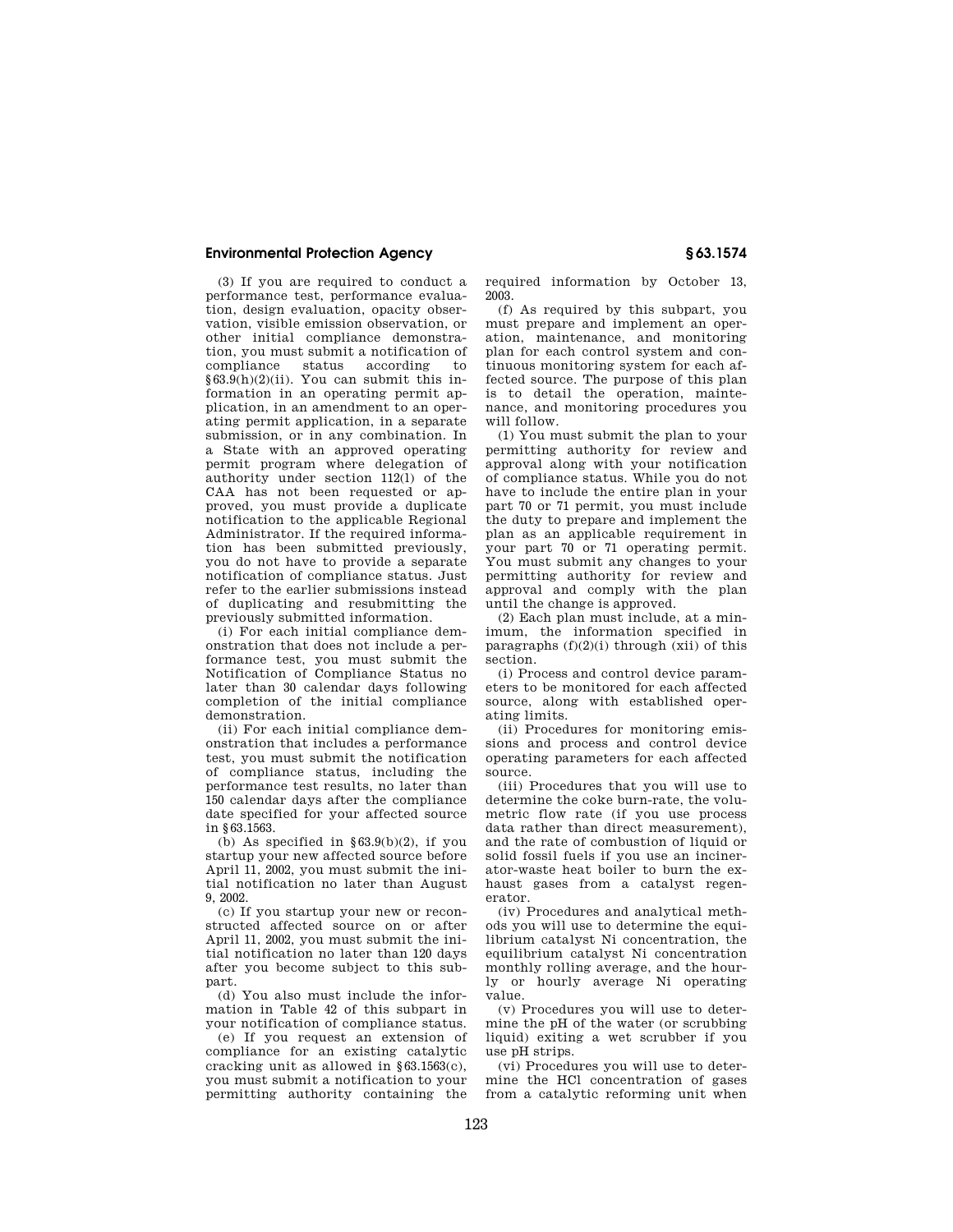(3) If you are required to conduct a performance test, performance evaluation, design evaluation, opacity observation, visible emission observation, or other initial compliance demonstration, you must submit a notification of compliance status according to §63.9(h)(2)(ii). You can submit this information in an operating permit application, in an amendment to an operating permit application, in a separate submission, or in any combination. In a State with an approved operating permit program where delegation of authority under section 112(l) of the CAA has not been requested or approved, you must provide a duplicate notification to the applicable Regional Administrator. If the required information has been submitted previously, you do not have to provide a separate notification of compliance status. Just refer to the earlier submissions instead of duplicating and resubmitting the previously submitted information.

(i) For each initial compliance demonstration that does not include a performance test, you must submit the Notification of Compliance Status no later than 30 calendar days following completion of the initial compliance demonstration.

(ii) For each initial compliance demonstration that includes a performance test, you must submit the notification of compliance status, including the performance test results, no later than 150 calendar days after the compliance date specified for your affected source in §63.1563.

(b) As specified in §63.9(b)(2), if you startup your new affected source before April 11, 2002, you must submit the initial notification no later than August 9, 2002.

(c) If you startup your new or reconstructed affected source on or after April 11, 2002, you must submit the initial notification no later than 120 days after you become subject to this subpart.

(d) You also must include the information in Table 42 of this subpart in your notification of compliance status.

(e) If you request an extension of compliance for an existing catalytic cracking unit as allowed in §63.1563(c), you must submit a notification to your permitting authority containing the required information by October 13, 2003.

(f) As required by this subpart, you must prepare and implement an operation, maintenance, and monitoring plan for each control system and continuous monitoring system for each affected source. The purpose of this plan is to detail the operation, maintenance, and monitoring procedures you will follow.

(1) You must submit the plan to your permitting authority for review and approval along with your notification of compliance status. While you do not have to include the entire plan in your part 70 or 71 permit, you must include the duty to prepare and implement the plan as an applicable requirement in your part 70 or 71 operating permit. You must submit any changes to your permitting authority for review and approval and comply with the plan until the change is approved.

(2) Each plan must include, at a minimum, the information specified in paragraphs (f)(2)(i) through (xii) of this section.

(i) Process and control device parameters to be monitored for each affected source, along with established operating limits.

(ii) Procedures for monitoring emissions and process and control device operating parameters for each affected source.

(iii) Procedures that you will use to determine the coke burn-rate, the volumetric flow rate (if you use process data rather than direct measurement), and the rate of combustion of liquid or solid fossil fuels if you use an incinerator-waste heat boiler to burn the exhaust gases from a catalyst regenerator.

(iv) Procedures and analytical methods you will use to determine the equilibrium catalyst Ni concentration, the equilibrium catalyst Ni concentration monthly rolling average, and the hourly or hourly average Ni operating value.

(v) Procedures you will use to determine the pH of the water (or scrubbing liquid) exiting a wet scrubber if you use pH strips.

(vi) Procedures you will use to determine the HCl concentration of gases from a catalytic reforming unit when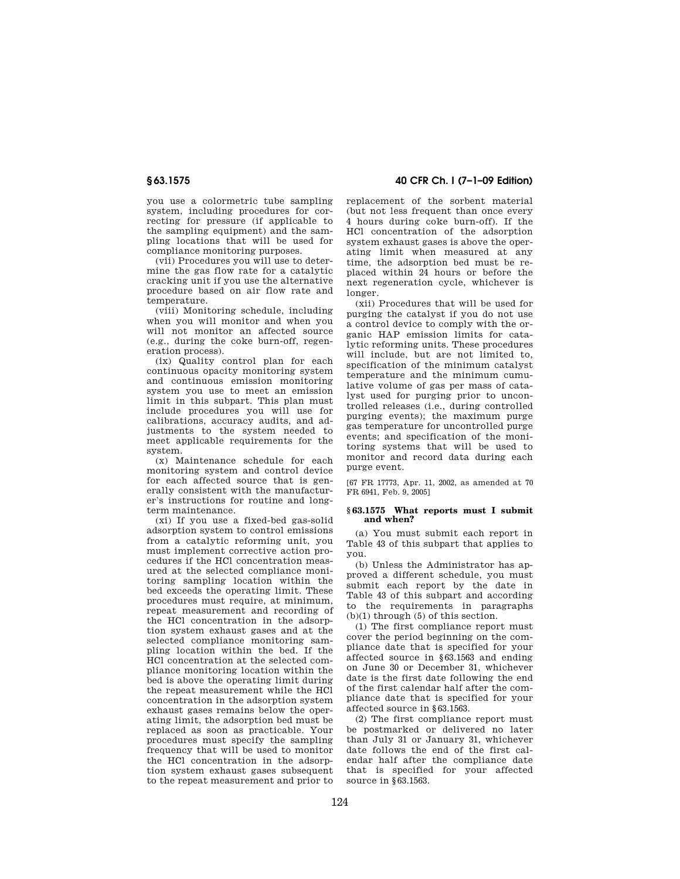you use a colormetric tube sampling system, including procedures for correcting for pressure (if applicable to the sampling equipment) and the sampling locations that will be used for compliance monitoring purposes.

(vii) Procedures you will use to determine the gas flow rate for a catalytic cracking unit if you use the alternative procedure based on air flow rate and temperature.

(viii) Monitoring schedule, including when you will monitor and when you will not monitor an affected source (e.g., during the coke burn-off, regeneration process).

(ix) Quality control plan for each continuous opacity monitoring system and continuous emission monitoring system you use to meet an emission limit in this subpart. This plan must include procedures you will use for calibrations, accuracy audits, and adjustments to the system needed to meet applicable requirements for the system.

(x) Maintenance schedule for each monitoring system and control device for each affected source that is generally consistent with the manufacturer's instructions for routine and long-term maintenance.

(xi) If you use a fixed-bed gas-solid adsorption system to control emissions from a catalytic reforming unit, you must implement corrective action procedures if the HCl concentration measured at the selected compliance monitoring sampling location within the bed exceeds the operating limit. These procedures must require, at minimum, repeat measurement and recording of the HCl concentration in the adsorption system exhaust gases and at the selected compliance monitoring sampling location within the bed. If the HCl concentration at the selected compliance monitoring location within the bed is above the operating limit during the repeat measurement while the HCl concentration in the adsorption system exhaust gases remains below the operating limit, the adsorption bed must be replaced as soon as practicable. Your procedures must specify the sampling frequency that will be used to monitor the HCl concentration in the adsorption system exhaust gases subsequent to the repeat measurement and prior to replacement of the sorbent material (but not less frequent than once every 4 hours during coke burn-off). If the HCl concentration of the adsorption system exhaust gases is above the operating limit when measured at any time, the adsorption bed must be replaced within 24 hours or before the next regeneration cycle, whichever is longer.

(xii) Procedures that will be used for purging the catalyst if you do not use a control device to comply with the organic HAP emission limits for catalytic reforming units. These procedures will include, but are not limited to, specification of the minimum catalyst temperature and the minimum cumulative volume of gas per mass of catalyst used for purging prior to uncontrolled releases (i.e., during controlled purging events); the maximum purge gas temperature for uncontrolled purge events; and specification of the monitoring systems that will be used to monitor and record data during each purge event.

[67 FR 17773, Apr. 11, 2002, as amended at 70 FR 6941, Feb. 9, 2005]

### § 63.1575 What reports must I submit and when?

(a) You must submit each report in Table 43 of this subpart that applies to you.

(b) Unless the Administrator has approved a different schedule, you must submit each report by the date in Table 43 of this subpart and according to the requirements in paragraphs (b)(1) through (5) of this section.

(1) The first compliance report must cover the period beginning on the compliance date that is specified for your affected source in § 63.1563 and ending on June 30 or December 31, whichever date is the first date following the end of the first calendar half after the compliance date that is specified for your affected source in § 63.1563.

(2) The first compliance report must be postmarked or delivered no later than July 31 or January 31, whichever date follows the end of the first calendar half after the compliance date that is specified for your affected source in § 63.1563.